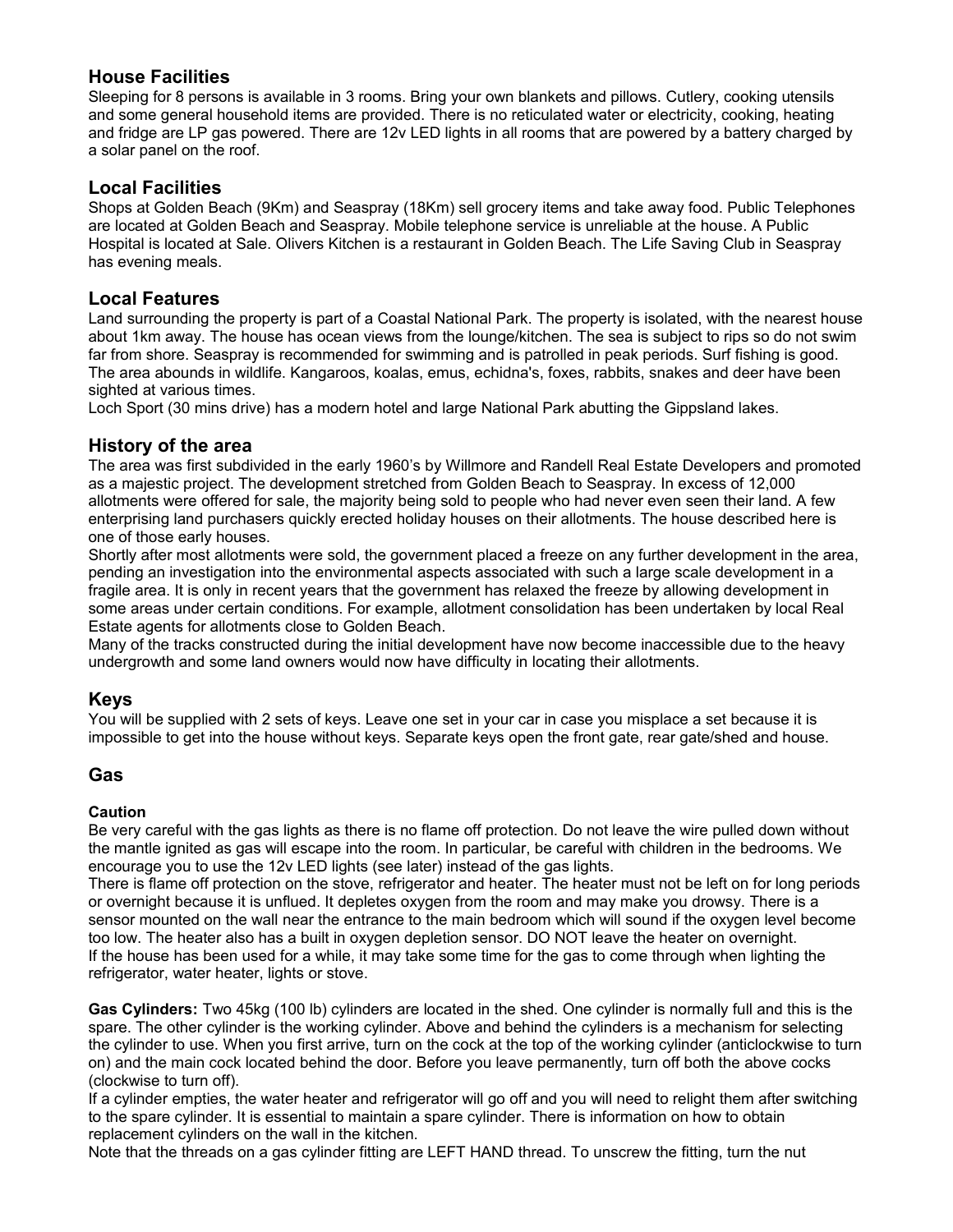## House Facilities

Sleeping for 8 persons is available in 3 rooms. Bring your own blankets and pillows. Cutlery, cooking utensils and some general household items are provided. There is no reticulated water or electricity, cooking, heating and fridge are LP gas powered. There are 12v LED lights in all rooms that are powered by a battery charged by a solar panel on the roof.

## Local Facilities

Shops at Golden Beach (9Km) and Seaspray (18Km) sell grocery items and take away food. Public Telephones are located at Golden Beach and Seaspray. Mobile telephone service is unreliable at the house. A Public Hospital is located at Sale. Olivers Kitchen is a restaurant in Golden Beach. The Life Saving Club in Seaspray has evening meals.

## Local Features

Land surrounding the property is part of a Coastal National Park. The property is isolated, with the nearest house about 1km away. The house has ocean views from the lounge/kitchen. The sea is subject to rips so do not swim far from shore. Seaspray is recommended for swimming and is patrolled in peak periods. Surf fishing is good. The area abounds in wildlife. Kangaroos, koalas, emus, echidna's, foxes, rabbits, snakes and deer have been sighted at various times.

Loch Sport (30 mins drive) has a modern hotel and large National Park abutting the Gippsland lakes.

## History of the area

The area was first subdivided in the early 1960's by Willmore and Randell Real Estate Developers and promoted as a majestic project. The development stretched from Golden Beach to Seaspray. In excess of 12,000 allotments were offered for sale, the majority being sold to people who had never even seen their land. A few enterprising land purchasers quickly erected holiday houses on their allotments. The house described here is one of those early houses.

Shortly after most allotments were sold, the government placed a freeze on any further development in the area, pending an investigation into the environmental aspects associated with such a large scale development in a fragile area. It is only in recent years that the government has relaxed the freeze by allowing development in some areas under certain conditions. For example, allotment consolidation has been undertaken by local Real Estate agents for allotments close to Golden Beach.

Many of the tracks constructed during the initial development have now become inaccessible due to the heavy undergrowth and some land owners would now have difficulty in locating their allotments.

## Keys

You will be supplied with 2 sets of keys. Leave one set in your car in case you misplace a set because it is impossible to get into the house without keys. Separate keys open the front gate, rear gate/shed and house.

## Gas

### Caution

Be very careful with the gas lights as there is no flame off protection. Do not leave the wire pulled down without the mantle ignited as gas will escape into the room. In particular, be careful with children in the bedrooms. We encourage you to use the 12v LED lights (see later) instead of the gas lights.

There is flame off protection on the stove, refrigerator and heater. The heater must not be left on for long periods or overnight because it is unflued. It depletes oxygen from the room and may make you drowsy. There is a sensor mounted on the wall near the entrance to the main bedroom which will sound if the oxygen level become too low. The heater also has a built in oxygen depletion sensor. DO NOT leave the heater on overnight.

If the house has been used for a while, it may take some time for the gas to come through when lighting the refrigerator, water heater, lights or stove.

**Gas Cylinders:** Two 45kg (100 lb) cylinders are located in the shed. One cylinder is normally full and this is the spare. The other cylinder is the working cylinder. Above and behind the cylinders is a mechanism for selecting the cylinder to use. When you first arrive, turn on the cock at the top of the working cylinder (anticlockwise to turn on) and the main cock located behind the door. Before you leave permanently, turn off both the above cocks (clockwise to turn off).

If a cylinder empties, the water heater and refrigerator will go off and you will need to relight them after switching to the spare cylinder. It is essential to maintain a spare cylinder. There is information on how to obtain replacement cylinders on the wall in the kitchen.

Note that the threads on a gas cylinder fitting are LEFT HAND thread. To unscrew the fitting, turn the nut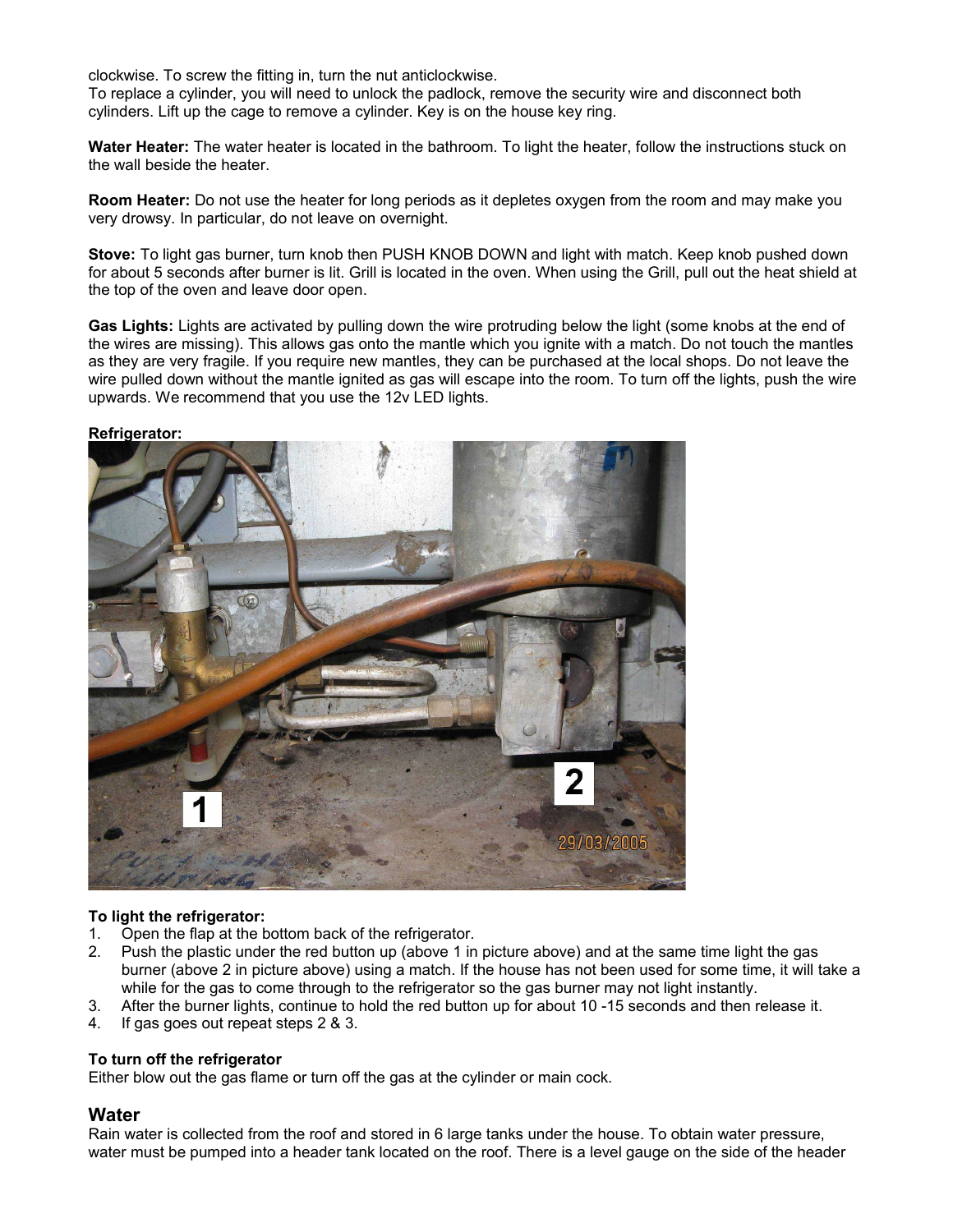clockwise. To screw the fitting in, turn the nut anticlockwise.
To replace a cylinder, you will need to unlock the padlock, remove the security wire and disconnect both cylinders. Lift up the cage to remove a cylinder. Key is on the house key ring.

**Water Heater:** The water heater is located in the bathroom. To light the heater, follow the instructions stuck on the wall beside the heater.

**Room Heater:** Do not use the heater for long periods as it depletes oxygen from the room and may make you very drowsy. In particular, do not leave on overnight.

**Stove:** To light gas burner, turn knob then PUSH KNOB DOWN and light with match. Keep knob pushed down for about 5 seconds after burner is lit. Grill is located in the oven. When using the Grill, pull out the heat shield at the top of the oven and leave door open.

**Gas Lights:** Lights are activated by pulling down the wire protruding below the light (some knobs at the end of the wires are missing). This allows gas onto the mantle which you ignite with a match. Do not touch the mantles as they are very fragile. If you require new mantles, they can be purchased at the local shops. Do not leave the wire pulled down without the mantle ignited as gas will escape into the room. To turn off the lights, push the wire upwards. We recommend that you use the 12v LED lights.

**Refrigerator:**

**To light the refrigerator:**

1. Open the flap at the bottom back of the refrigerator.
2. Push the plastic under the red button up (above 1 in picture above) and at the same time light the gas burner (above 2 in picture above) using a match. If the house has not been used for some time, it will take a while for the gas to come through to the refrigerator so the gas burner may not light instantly.
3. After the burner lights, continue to hold the red button up for about 10 -15 seconds and then release it.
4. If gas goes out repeat steps 2 & 3.

**To turn off the refrigerator**
Either blow out the gas flame or turn off the gas at the cylinder or main cock.

## Water

Rain water is collected from the roof and stored in 6 large tanks under the house. To obtain water pressure, water must be pumped into a header tank located on the roof. There is a level gauge on the side of the header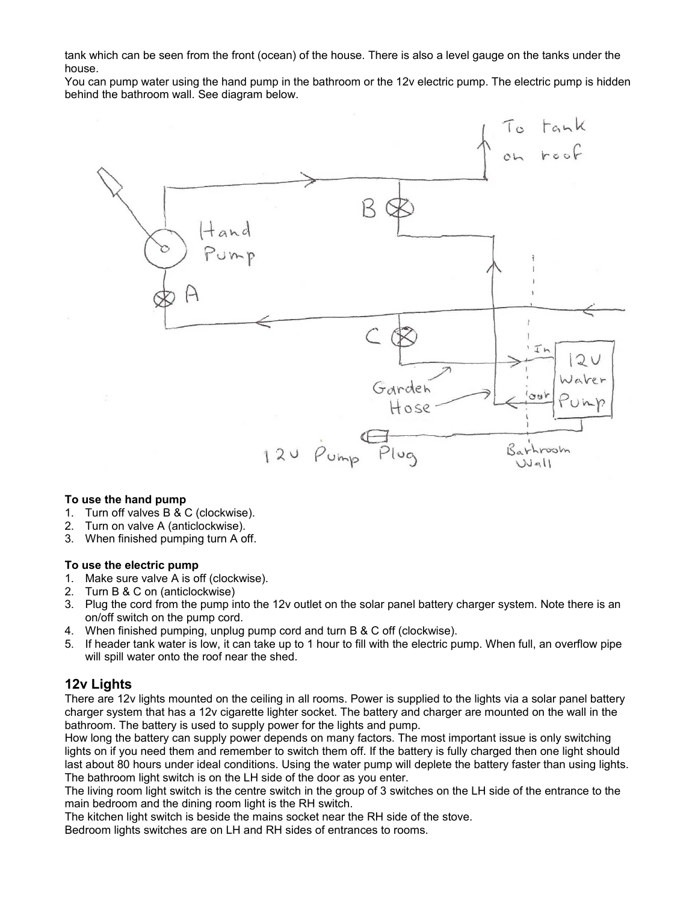tank which can be seen from the front (ocean) of the house. There is also a level gauge on the tanks under the house.

You can pump water using the hand pump in the bathroom or the 12v electric pump. The electric pump is hidden behind the bathroom wall. See diagram below.

**To use the hand pump**

1. Turn off valves B & C (clockwise).
2. Turn on valve A (anticlockwise).
3. When finished pumping turn A off.

**To use the electric pump**

1. Make sure valve A is off (clockwise).
2. Turn B & C on (anticlockwise)
3. Plug the cord from the pump into the 12v outlet on the solar panel battery charger system. Note there is an on/off switch on the pump cord.
4. When finished pumping, unplug pump cord and turn B & C off (clockwise).
5. If header tank water is low, it can take up to 1 hour to fill with the electric pump. When full, an overflow pipe will spill water onto the roof near the shed.

## 12v Lights

There are 12v lights mounted on the ceiling in all rooms. Power is supplied to the lights via a solar panel battery charger system that has a 12v cigarette lighter socket. The battery and charger are mounted on the wall in the bathroom. The battery is used to supply power for the lights and pump.

How long the battery can supply power depends on many factors. The most important issue is only switching lights on if you need them and remember to switch them off. If the battery is fully charged then one light should last about 80 hours under ideal conditions. Using the water pump will deplete the battery faster than using lights.

The bathroom light switch is on the LH side of the door as you enter.

The living room light switch is the centre switch in the group of 3 switches on the LH side of the entrance to the main bedroom and the dining room light is the RH switch.

The kitchen light switch is beside the mains socket near the RH side of the stove.

Bedroom lights switches are on LH and RH sides of entrances to rooms.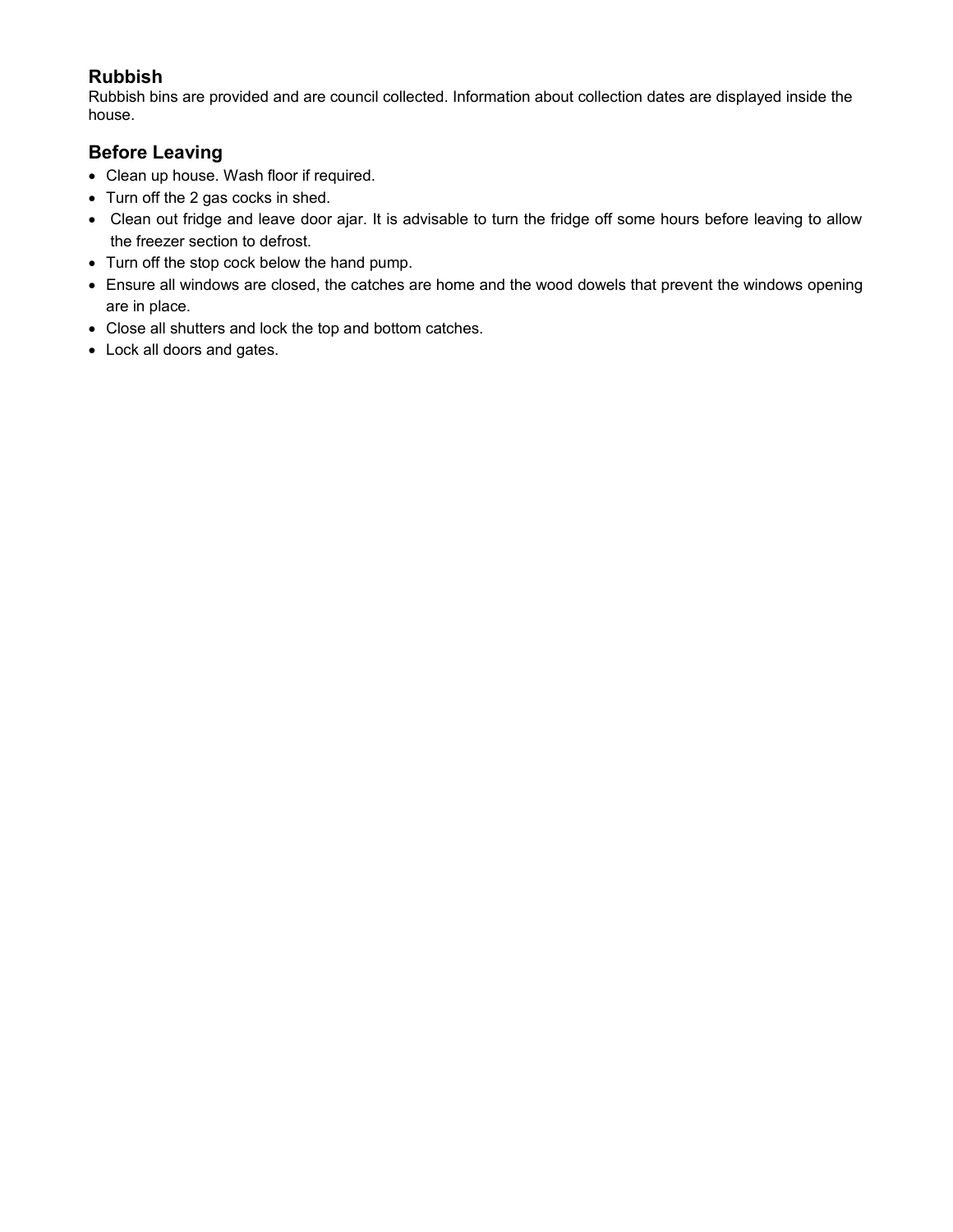## Rubbish

Rubbish bins are provided and are council collected. Information about collection dates are displayed inside the house.

## Before Leaving

- Clean up house. Wash floor if required.
- Turn off the 2 gas cocks in shed.
- Clean out fridge and leave door ajar. It is advisable to turn the fridge off some hours before leaving to allow the freezer section to defrost.
- Turn off the stop cock below the hand pump.
- Ensure all windows are closed, the catches are home and the wood dowels that prevent the windows opening are in place.
- Close all shutters and lock the top and bottom catches.
- Lock all doors and gates.